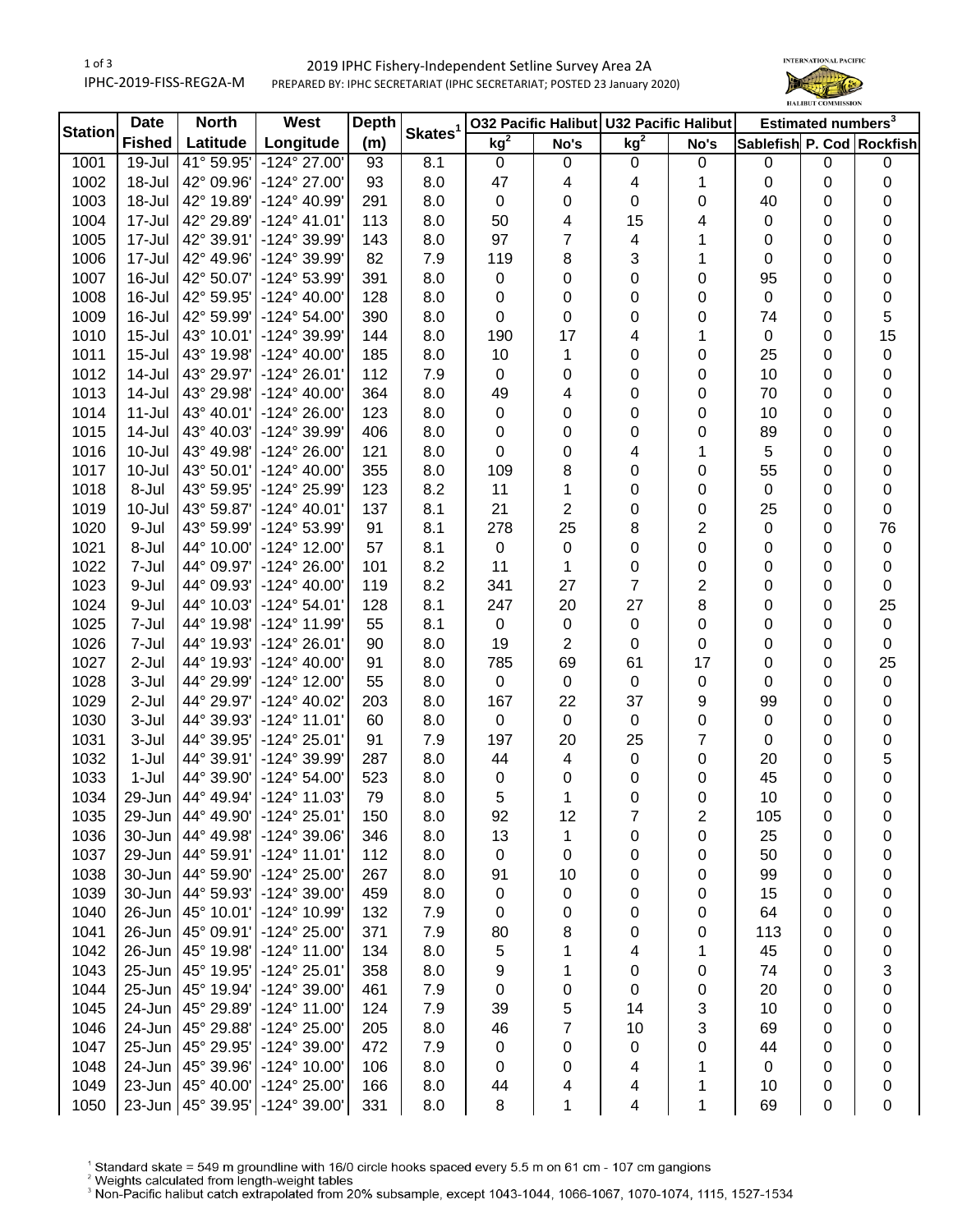IPHC-2019-FISS-REG2A-M

2019 IPHC Fishery-Independent Setline Survey Area 2A

PREPARED BY: IPHC SECRETARIAT (IPHC SECRETARIAT; POSTED 23 January 2020)

| Station | Date Fished | North Latitude | West Longitude | Depth (m) | Skates[1] | O32 Pacific Halibut | | U32 Pacific Halibut | | Estimated numbers[3] | | |
|---|---|---|---|---|---|---|---|---|---|---|---|---|
| | | | | | | kg[2] | No's | kg[2] | No's | Sablefish | P. Cod | Rockfish |
| 1001 | 19-Jul | 41° 59.95' | -124° 27.00' | 93 | 8.1 | 0 | 0 | 0 | 0 | 0 | 0 | 0 |
| 1002 | 18-Jul | 42° 09.96' | -124° 27.00' | 93 | 8.0 | 47 | 4 | 4 | 1 | 0 | 0 | 0 |
| 1003 | 18-Jul | 42° 19.89' | -124° 40.99' | 291 | 8.0 | 0 | 0 | 0 | 0 | 40 | 0 | 0 |
| 1004 | 17-Jul | 42° 29.89' | -124° 41.01' | 113 | 8.0 | 50 | 4 | 15 | 4 | 0 | 0 | 0 |
| 1005 | 17-Jul | 42° 39.91' | -124° 39.99' | 143 | 8.0 | 97 | 7 | 4 | 1 | 0 | 0 | 0 |
| 1006 | 17-Jul | 42° 49.96' | -124° 39.99' | 82 | 7.9 | 119 | 8 | 3 | 1 | 0 | 0 | 0 |
| 1007 | 16-Jul | 42° 50.07' | -124° 53.99' | 391 | 8.0 | 0 | 0 | 0 | 0 | 95 | 0 | 0 |
| 1008 | 16-Jul | 42° 59.95' | -124° 40.00' | 128 | 8.0 | 0 | 0 | 0 | 0 | 0 | 0 | 0 |
| 1009 | 16-Jul | 42° 59.99' | -124° 54.00' | 390 | 8.0 | 0 | 0 | 0 | 0 | 74 | 0 | 5 |
| 1010 | 15-Jul | 43° 10.01' | -124° 39.99' | 144 | 8.0 | 190 | 17 | 4 | 1 | 0 | 0 | 15 |
| 1011 | 15-Jul | 43° 19.98' | -124° 40.00' | 185 | 8.0 | 10 | 1 | 0 | 0 | 25 | 0 | 0 |
| 1012 | 14-Jul | 43° 29.97' | -124° 26.01' | 112 | 7.9 | 0 | 0 | 0 | 0 | 10 | 0 | 0 |
| 1013 | 14-Jul | 43° 29.98' | -124° 40.00' | 364 | 8.0 | 49 | 4 | 0 | 0 | 70 | 0 | 0 |
| 1014 | 11-Jul | 43° 40.01' | -124° 26.00' | 123 | 8.0 | 0 | 0 | 0 | 0 | 10 | 0 | 0 |
| 1015 | 14-Jul | 43° 40.03' | -124° 39.99' | 406 | 8.0 | 0 | 0 | 0 | 0 | 89 | 0 | 0 |
| 1016 | 10-Jul | 43° 49.98' | -124° 26.00' | 121 | 8.0 | 0 | 0 | 4 | 1 | 5 | 0 | 0 |
| 1017 | 10-Jul | 43° 50.01' | -124° 40.00' | 355 | 8.0 | 109 | 8 | 0 | 0 | 55 | 0 | 0 |
| 1018 | 8-Jul | 43° 59.95' | -124° 25.99' | 123 | 8.2 | 11 | 1 | 0 | 0 | 0 | 0 | 0 |
| 1019 | 10-Jul | 43° 59.87' | -124° 40.01' | 137 | 8.1 | 21 | 2 | 0 | 0 | 25 | 0 | 0 |
| 1020 | 9-Jul | 43° 59.99' | -124° 53.99' | 91 | 8.1 | 278 | 25 | 8 | 2 | 0 | 0 | 76 |
| 1021 | 8-Jul | 44° 10.00' | -124° 12.00' | 57 | 8.1 | 0 | 0 | 0 | 0 | 0 | 0 | 0 |
| 1022 | 7-Jul | 44° 09.97' | -124° 26.00' | 101 | 8.2 | 11 | 1 | 0 | 0 | 0 | 0 | 0 |
| 1023 | 9-Jul | 44° 09.93' | -124° 40.00' | 119 | 8.2 | 341 | 27 | 7 | 2 | 0 | 0 | 0 |
| 1024 | 9-Jul | 44° 10.03' | -124° 54.01' | 128 | 8.1 | 247 | 20 | 27 | 8 | 0 | 0 | 25 |
| 1025 | 7-Jul | 44° 19.98' | -124° 11.99' | 55 | 8.1 | 0 | 0 | 0 | 0 | 0 | 0 | 0 |
| 1026 | 7-Jul | 44° 19.93' | -124° 26.01' | 90 | 8.0 | 19 | 2 | 0 | 0 | 0 | 0 | 0 |
| 1027 | 2-Jul | 44° 19.93' | -124° 40.00' | 91 | 8.0 | 785 | 69 | 61 | 17 | 0 | 0 | 25 |
| 1028 | 3-Jul | 44° 29.99' | -124° 12.00' | 55 | 8.0 | 0 | 0 | 0 | 0 | 0 | 0 | 0 |
| 1029 | 2-Jul | 44° 29.97' | -124° 40.02' | 203 | 8.0 | 167 | 22 | 37 | 9 | 99 | 0 | 0 |
| 1030 | 3-Jul | 44° 39.93' | -124° 11.01' | 60 | 8.0 | 0 | 0 | 0 | 0 | 0 | 0 | 0 |
| 1031 | 3-Jul | 44° 39.95' | -124° 25.01' | 91 | 7.9 | 197 | 20 | 25 | 7 | 0 | 0 | 0 |
| 1032 | 1-Jul | 44° 39.91' | -124° 39.99' | 287 | 8.0 | 44 | 4 | 0 | 0 | 20 | 0 | 5 |
| 1033 | 1-Jul | 44° 39.90' | -124° 54.00' | 523 | 8.0 | 0 | 0 | 0 | 0 | 45 | 0 | 0 |
| 1034 | 29-Jun | 44° 49.94' | -124° 11.03' | 79 | 8.0 | 5 | 1 | 0 | 0 | 10 | 0 | 0 |
| 1035 | 29-Jun | 44° 49.90' | -124° 25.01' | 150 | 8.0 | 92 | 12 | 7 | 2 | 105 | 0 | 0 |
| 1036 | 30-Jun | 44° 49.98' | -124° 39.06' | 346 | 8.0 | 13 | 1 | 0 | 0 | 25 | 0 | 0 |
| 1037 | 29-Jun | 44° 59.91' | -124° 11.01' | 112 | 8.0 | 0 | 0 | 0 | 0 | 50 | 0 | 0 |
| 1038 | 30-Jun | 44° 59.90' | -124° 25.00' | 267 | 8.0 | 91 | 10 | 0 | 0 | 99 | 0 | 0 |
| 1039 | 30-Jun | 44° 59.93' | -124° 39.00' | 459 | 8.0 | 0 | 0 | 0 | 0 | 15 | 0 | 0 |
| 1040 | 26-Jun | 45° 10.01' | -124° 10.99' | 132 | 7.9 | 0 | 0 | 0 | 0 | 64 | 0 | 0 |
| 1041 | 26-Jun | 45° 09.91' | -124° 25.00' | 371 | 7.9 | 80 | 8 | 0 | 0 | 113 | 0 | 0 |
| 1042 | 26-Jun | 45° 19.98' | -124° 11.00' | 134 | 8.0 | 5 | 1 | 4 | 1 | 45 | 0 | 0 |
| 1043 | 25-Jun | 45° 19.95' | -124° 25.01' | 358 | 8.0 | 9 | 1 | 0 | 0 | 74 | 0 | 3 |
| 1044 | 25-Jun | 45° 19.94' | -124° 39.00' | 461 | 7.9 | 0 | 0 | 0 | 0 | 20 | 0 | 0 |
| 1045 | 24-Jun | 45° 29.89' | -124° 11.00' | 124 | 7.9 | 39 | 5 | 14 | 3 | 10 | 0 | 0 |
| 1046 | 24-Jun | 45° 29.88' | -124° 25.00' | 205 | 8.0 | 46 | 7 | 10 | 3 | 69 | 0 | 0 |
| 1047 | 25-Jun | 45° 29.95' | -124° 39.00' | 472 | 7.9 | 0 | 0 | 0 | 0 | 44 | 0 | 0 |
| 1048 | 24-Jun | 45° 39.96' | -124° 10.00' | 106 | 8.0 | 0 | 0 | 4 | 1 | 0 | 0 | 0 |
| 1049 | 23-Jun | 45° 40.00' | -124° 25.00' | 166 | 8.0 | 44 | 4 | 4 | 1 | 10 | 0 | 0 |
| 1050 | 23-Jun | 45° 39.95' | -124° 39.00' | 331 | 8.0 | 8 | 1 | 4 | 1 | 69 | 0 | 0 |

[1] Standard skate = 549 m groundline with 16/0 circle hooks spaced every 5.5 m on 61 cm - 107 cm gangions

[2] Weights calculated from length-weight tables

[3] Non-Pacific halibut catch extrapolated from 20% subsample, except 1043-1044, 1066-1067, 1070-1074, 1115, 1527-1534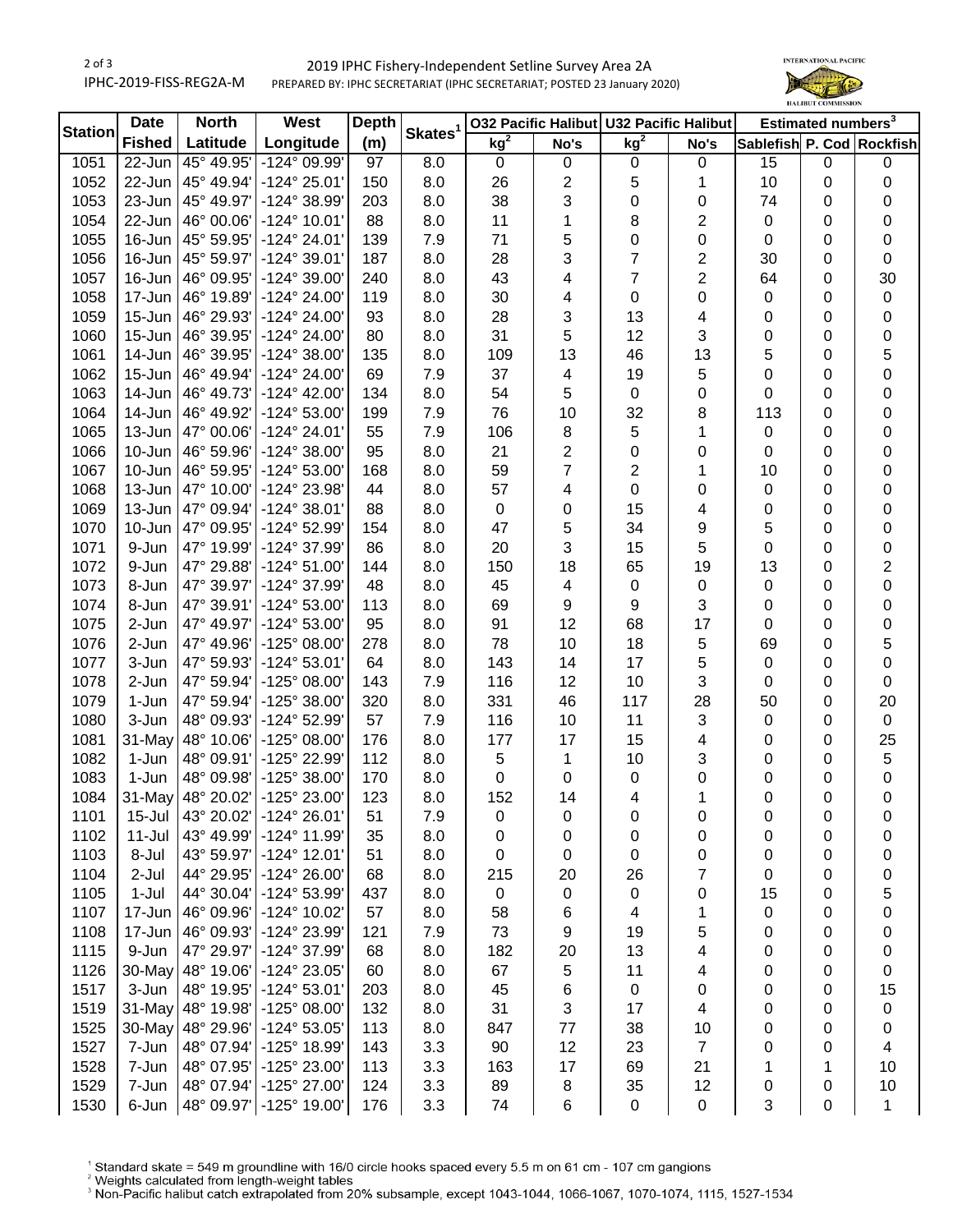2019 IPHC Fishery-Independent Setline Survey Area 2A

PREPARED BY: IPHC SECRETARIAT (IPHC SECRETARIAT; POSTED 23 January 2020)

| Station | Date Fished | North Latitude | West Longitude | Depth (m) | Skates[1] | O32 Pacific Halibut | | U32 Pacific Halibut | | Estimated numbers[3] | | |
|---|---|---|---|---|---|---|---|---|---|---|---|---|
| | | | | | | kg[2] | No's | kg[2] | No's | Sablefish | P. Cod | Rockfish |
| 1051 | 22-Jun | 45° 49.95' | -124° 09.99' | 97 | 8.0 | 0 | 0 | 0 | 0 | 15 | 0 | 0 |
| 1052 | 22-Jun | 45° 49.94' | -124° 25.01' | 150 | 8.0 | 26 | 2 | 5 | 1 | 10 | 0 | 0 |
| 1053 | 23-Jun | 45° 49.97' | -124° 38.99' | 203 | 8.0 | 38 | 3 | 0 | 0 | 74 | 0 | 0 |
| 1054 | 22-Jun | 46° 00.06' | -124° 10.01' | 88 | 8.0 | 11 | 1 | 8 | 2 | 0 | 0 | 0 |
| 1055 | 16-Jun | 45° 59.95' | -124° 24.01' | 139 | 7.9 | 71 | 5 | 0 | 0 | 0 | 0 | 0 |
| 1056 | 16-Jun | 45° 59.97' | -124° 39.01' | 187 | 8.0 | 28 | 3 | 7 | 2 | 30 | 0 | 0 |
| 1057 | 16-Jun | 46° 09.95' | -124° 39.00' | 240 | 8.0 | 43 | 4 | 7 | 2 | 64 | 0 | 30 |
| 1058 | 17-Jun | 46° 19.89' | -124° 24.00' | 119 | 8.0 | 30 | 4 | 0 | 0 | 0 | 0 | 0 |
| 1059 | 15-Jun | 46° 29.93' | -124° 24.00' | 93 | 8.0 | 28 | 3 | 13 | 4 | 0 | 0 | 0 |
| 1060 | 15-Jun | 46° 39.95' | -124° 24.00' | 80 | 8.0 | 31 | 5 | 12 | 3 | 0 | 0 | 0 |
| 1061 | 14-Jun | 46° 39.95' | -124° 38.00' | 135 | 8.0 | 109 | 13 | 46 | 13 | 5 | 0 | 5 |
| 1062 | 15-Jun | 46° 49.94' | -124° 24.00' | 69 | 7.9 | 37 | 4 | 19 | 5 | 0 | 0 | 0 |
| 1063 | 14-Jun | 46° 49.73' | -124° 42.00' | 134 | 8.0 | 54 | 5 | 0 | 0 | 0 | 0 | 0 |
| 1064 | 14-Jun | 46° 49.92' | -124° 53.00' | 199 | 7.9 | 76 | 10 | 32 | 8 | 113 | 0 | 0 |
| 1065 | 13-Jun | 47° 00.06' | -124° 24.01' | 55 | 7.9 | 106 | 8 | 5 | 1 | 0 | 0 | 0 |
| 1066 | 10-Jun | 46° 59.96' | -124° 38.00' | 95 | 8.0 | 21 | 2 | 0 | 0 | 0 | 0 | 0 |
| 1067 | 10-Jun | 46° 59.95' | -124° 53.00' | 168 | 8.0 | 59 | 7 | 2 | 1 | 10 | 0 | 0 |
| 1068 | 13-Jun | 47° 10.00' | -124° 23.98' | 44 | 8.0 | 57 | 4 | 0 | 0 | 0 | 0 | 0 |
| 1069 | 13-Jun | 47° 09.94' | -124° 38.01' | 88 | 8.0 | 0 | 0 | 15 | 4 | 0 | 0 | 0 |
| 1070 | 10-Jun | 47° 09.95' | -124° 52.99' | 154 | 8.0 | 47 | 5 | 34 | 9 | 5 | 0 | 0 |
| 1071 | 9-Jun | 47° 19.99' | -124° 37.99' | 86 | 8.0 | 20 | 3 | 15 | 5 | 0 | 0 | 0 |
| 1072 | 9-Jun | 47° 29.88' | -124° 51.00' | 144 | 8.0 | 150 | 18 | 65 | 19 | 13 | 0 | 2 |
| 1073 | 8-Jun | 47° 39.97' | -124° 37.99' | 48 | 8.0 | 45 | 4 | 0 | 0 | 0 | 0 | 0 |
| 1074 | 8-Jun | 47° 39.91' | -124° 53.00' | 113 | 8.0 | 69 | 9 | 9 | 3 | 0 | 0 | 0 |
| 1075 | 2-Jun | 47° 49.97' | -124° 53.00' | 95 | 8.0 | 91 | 12 | 68 | 17 | 0 | 0 | 0 |
| 1076 | 2-Jun | 47° 49.96' | -125° 08.00' | 278 | 8.0 | 78 | 10 | 18 | 5 | 69 | 0 | 5 |
| 1077 | 3-Jun | 47° 59.93' | -124° 53.01' | 64 | 8.0 | 143 | 14 | 17 | 5 | 0 | 0 | 0 |
| 1078 | 2-Jun | 47° 59.94' | -125° 08.00' | 143 | 7.9 | 116 | 12 | 10 | 3 | 0 | 0 | 0 |
| 1079 | 1-Jun | 47° 59.94' | -125° 38.00' | 320 | 8.0 | 331 | 46 | 117 | 28 | 50 | 0 | 20 |
| 1080 | 3-Jun | 48° 09.93' | -124° 52.99' | 57 | 7.9 | 116 | 10 | 11 | 3 | 0 | 0 | 0 |
| 1081 | 31-May | 48° 10.06' | -125° 08.00' | 176 | 8.0 | 177 | 17 | 15 | 4 | 0 | 0 | 25 |
| 1082 | 1-Jun | 48° 09.91' | -125° 22.99' | 112 | 8.0 | 5 | 1 | 10 | 3 | 0 | 0 | 5 |
| 1083 | 1-Jun | 48° 09.98' | -125° 38.00' | 170 | 8.0 | 0 | 0 | 0 | 0 | 0 | 0 | 0 |
| 1084 | 31-May | 48° 20.02' | -125° 23.00' | 123 | 8.0 | 152 | 14 | 4 | 1 | 0 | 0 | 0 |
| 1101 | 15-Jul | 43° 20.02' | -124° 26.01' | 51 | 7.9 | 0 | 0 | 0 | 0 | 0 | 0 | 0 |
| 1102 | 11-Jul | 43° 49.99' | -124° 11.99' | 35 | 8.0 | 0 | 0 | 0 | 0 | 0 | 0 | 0 |
| 1103 | 8-Jul | 43° 59.97' | -124° 12.01' | 51 | 8.0 | 0 | 0 | 0 | 0 | 0 | 0 | 0 |
| 1104 | 2-Jul | 44° 29.95' | -124° 26.00' | 68 | 8.0 | 215 | 20 | 26 | 7 | 0 | 0 | 0 |
| 1105 | 1-Jul | 44° 30.04' | -124° 53.99' | 437 | 8.0 | 0 | 0 | 0 | 0 | 15 | 0 | 5 |
| 1107 | 17-Jun | 46° 09.96' | -124° 10.02' | 57 | 8.0 | 58 | 6 | 4 | 1 | 0 | 0 | 0 |
| 1108 | 17-Jun | 46° 09.93' | -124° 23.99' | 121 | 7.9 | 73 | 9 | 19 | 5 | 0 | 0 | 0 |
| 1115 | 9-Jun | 47° 29.97' | -124° 37.99' | 68 | 8.0 | 182 | 20 | 13 | 4 | 0 | 0 | 0 |
| 1126 | 30-May | 48° 19.06' | -124° 23.05' | 60 | 8.0 | 67 | 5 | 11 | 4 | 0 | 0 | 0 |
| 1517 | 3-Jun | 48° 19.95' | -124° 53.01' | 203 | 8.0 | 45 | 6 | 0 | 0 | 0 | 0 | 15 |
| 1519 | 31-May | 48° 19.98' | -125° 08.00' | 132 | 8.0 | 31 | 3 | 17 | 4 | 0 | 0 | 0 |
| 1525 | 30-May | 48° 29.96' | -124° 53.05' | 113 | 8.0 | 847 | 77 | 38 | 10 | 0 | 0 | 0 |
| 1527 | 7-Jun | 48° 07.94' | -125° 18.99' | 143 | 3.3 | 90 | 12 | 23 | 7 | 0 | 0 | 4 |
| 1528 | 7-Jun | 48° 07.95' | -125° 23.00' | 113 | 3.3 | 163 | 17 | 69 | 21 | 1 | 1 | 10 |
| 1529 | 7-Jun | 48° 07.94' | -125° 27.00' | 124 | 3.3 | 89 | 8 | 35 | 12 | 0 | 0 | 10 |
| 1530 | 6-Jun | 48° 09.97' | -125° 19.00' | 176 | 3.3 | 74 | 6 | 0 | 0 | 3 | 0 | 1 |

[1] Standard skate = 549 m groundline with 16/0 circle hooks spaced every 5.5 m on 61 cm - 107 cm gangions

[2] Weights calculated from length-weight tables

[3] Non-Pacific halibut catch extrapolated from 20% subsample, except 1043-1044, 1066-1067, 1070-1074, 1115, 1527-1534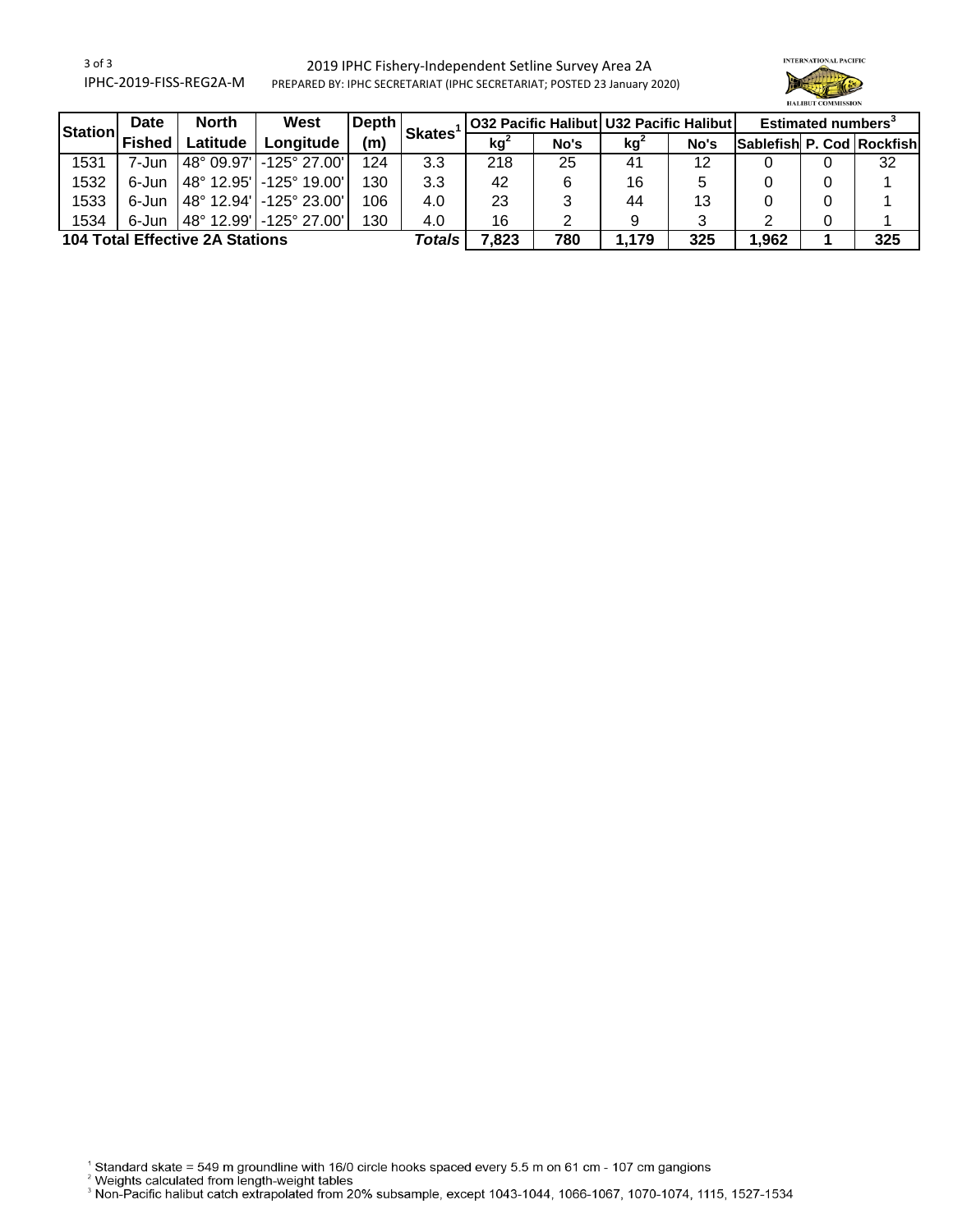2019 IPHC Fishery-Independent Setline Survey Area 2A

PREPARED BY: IPHC SECRETARIAT (IPHC SECRETARIAT; POSTED 23 January 2020)

IPHC-2019-FISS-REG2A-M

| Station | Date Fished | North Latitude | West Longitude | Depth (m) | Skates[1] | O32 Pacific Halibut | | U32 Pacific Halibut | | Estimated numbers[3] | | |
|---|---|---|---|---|---|---|---|---|---|---|---|---|
| | | | | | | kg[2] | No's | kg[2] | No's | Sablefish | P. Cod | Rockfish |
| 1531 | 7-Jun | 48° 09.97' | -125° 27.00' | 124 | 3.3 | 218 | 25 | 41 | 12 | 0 | 0 | 32 |
| 1532 | 6-Jun | 48° 12.95' | -125° 19.00' | 130 | 3.3 | 42 | 6 | 16 | 5 | 0 | 0 | 1 |
| 1533 | 6-Jun | 48° 12.94' | -125° 23.00' | 106 | 4.0 | 23 | 3 | 44 | 13 | 0 | 0 | 1 |
| 1534 | 6-Jun | 48° 12.99' | -125° 27.00' | 130 | 4.0 | 16 | 2 | 9 | 3 | 2 | 0 | 1 |
| **104 Total Effective 2A Stations** | | | | | ***Totals*** | **7,823** | **780** | **1,179** | **325** | **1,962** | **1** | **325** |

[1] Standard skate = 549 m groundline with 16/0 circle hooks spaced every 5.5 m on 61 cm - 107 cm gangions

[2] Weights calculated from length-weight tables

[3] Non-Pacific halibut catch extrapolated from 20% subsample, except 1043-1044, 1066-1067, 1070-1074, 1115, 1527-1534